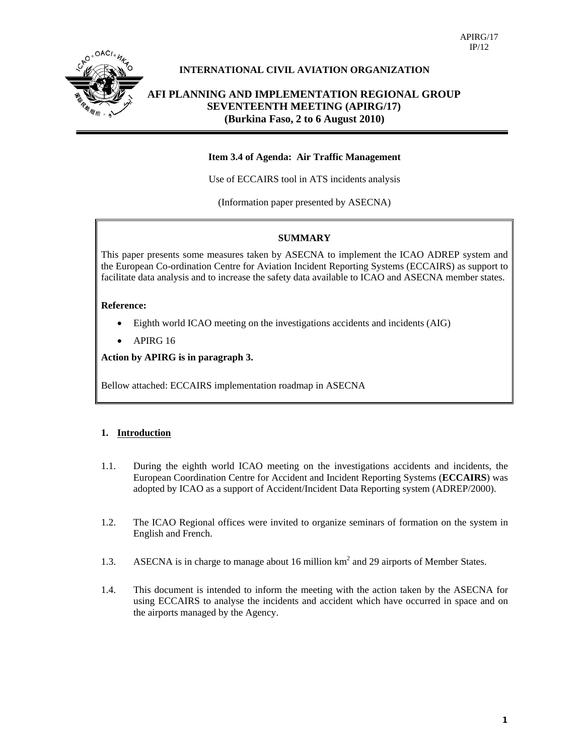APIRG/17
IP/12

**INTERNATIONAL CIVIL AVIATION ORGANIZATION**

**AFI PLANNING AND IMPLEMENTATION REGIONAL GROUP SEVENTEENTH MEETING (APIRG/17) (Burkina Faso, 2 to 6 August 2010)**

**Item 3.4 of Agenda: Air Traffic Management**

Use of ECCAIRS tool in ATS incidents analysis

(Information paper presented by ASECNA)

**SUMMARY**

This paper presents some measures taken by ASECNA to implement the ICAO ADREP system and the European Co-ordination Centre for Aviation Incident Reporting Systems (ECCAIRS) as support to facilitate data analysis and to increase the safety data available to ICAO and ASECNA member states.

**Reference:**

- Eighth world ICAO meeting on the investigations accidents and incidents (AIG)
- APIRG 16

**Action by APIRG is in paragraph 3.**

Bellow attached: ECCAIRS implementation roadmap in ASECNA

## 1. Introduction

1.1. During the eighth world ICAO meeting on the investigations accidents and incidents, the European Coordination Centre for Accident and Incident Reporting Systems (**ECCAIRS**) was adopted by ICAO as a support of Accident/Incident Data Reporting system (ADREP/2000).

1.2. The ICAO Regional offices were invited to organize seminars of formation on the system in English and French.

1.3. ASECNA is in charge to manage about 16 million km$^2$ and 29 airports of Member States.

1.4. This document is intended to inform the meeting with the action taken by the ASECNA for using ECCAIRS to analyse the incidents and accident which have occurred in space and on the airports managed by the Agency.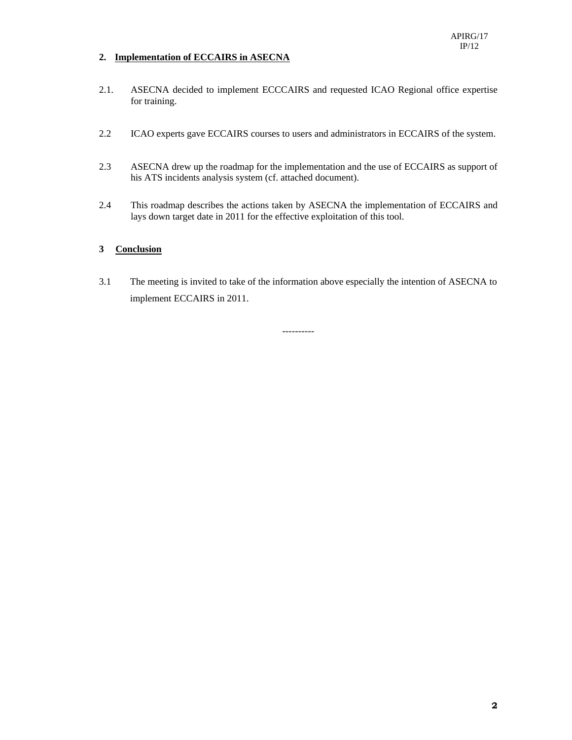## 2. Implementation of ECCAIRS in ASECNA

2.1. ASECNA decided to implement ECCCAIRS and requested ICAO Regional office expertise for training.

2.2 ICAO experts gave ECCAIRS courses to users and administrators in ECCAIRS of the system.

2.3 ASECNA drew up the roadmap for the implementation and the use of ECCAIRS as support of his ATS incidents analysis system (cf. attached document).

2.4 This roadmap describes the actions taken by ASECNA the implementation of ECCAIRS and lays down target date in 2011 for the effective exploitation of this tool.

## 3 Conclusion

3.1 The meeting is invited to take of the information above especially the intention of ASECNA to implement ECCAIRS in 2011.

----------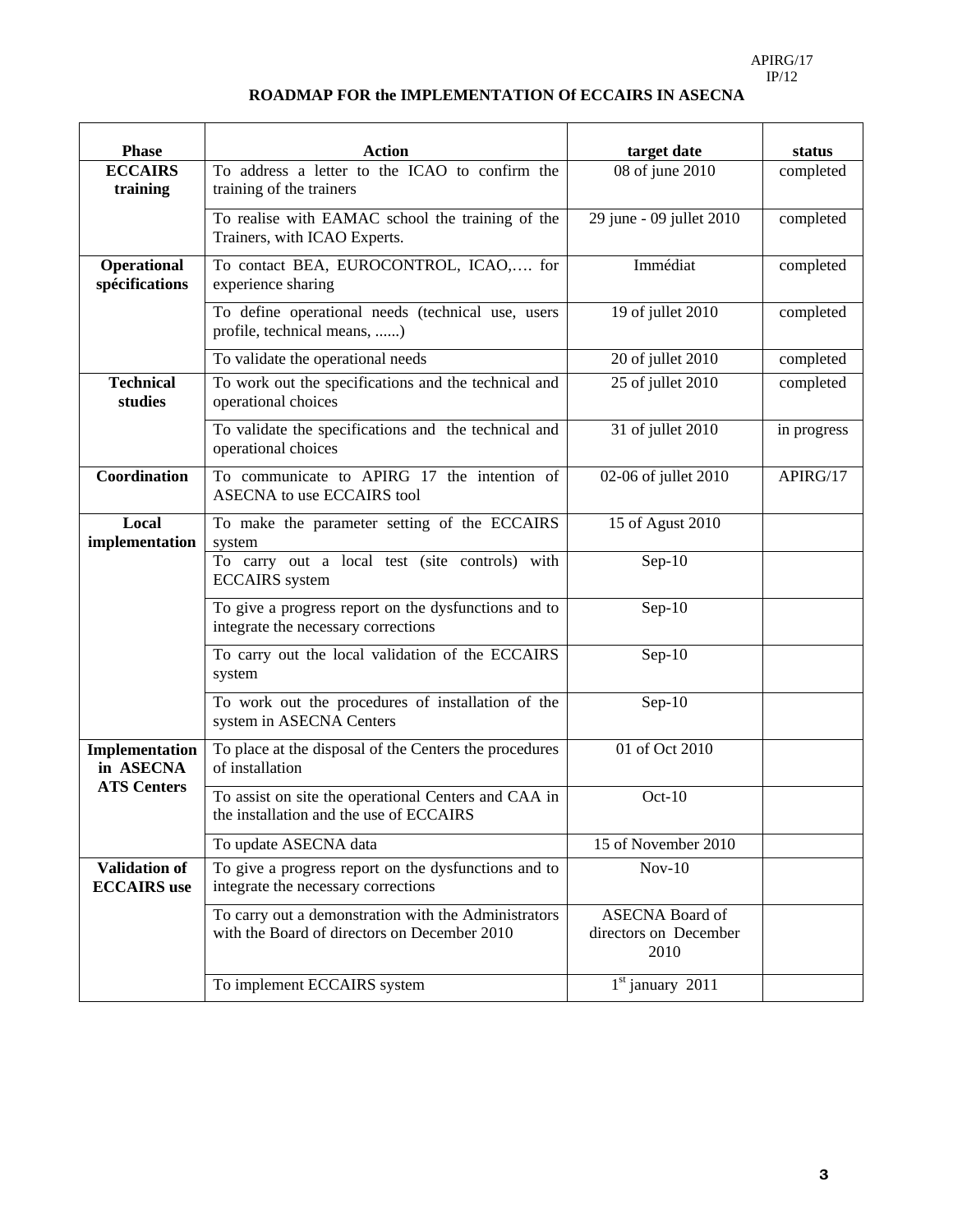## ROADMAP FOR the IMPLEMENTATION Of ECCAIRS IN ASECNA

| Phase | Action | target date | status |
|---|---|---|---|
| **ECCAIRS training** | To address a letter to the ICAO to confirm the training of the trainers | 08 of june 2010 | completed |
| | To realise with EAMAC school the training of the Trainers, with ICAO Experts. | 29 june - 09 jullet 2010 | completed |
| **Operational spécifications** | To contact BEA, EUROCONTROL, ICAO,…. for experience sharing | Immédiat | completed |
| | To define operational needs (technical use, users profile, technical means, ......) | 19 of jullet 2010 | completed |
| | To validate the operational needs | 20 of jullet 2010 | completed |
| **Technical studies** | To work out the specifications and the technical and operational choices | 25 of jullet 2010 | completed |
| | To validate the specifications and the technical and operational choices | 31 of jullet 2010 | in progress |
| **Coordination** | To communicate to APIRG 17 the intention of ASECNA to use ECCAIRS tool | 02-06 of jullet 2010 | APIRG/17 |
| **Local implementation** | To make the parameter setting of the ECCAIRS system | 15 of Agust 2010 | |
| | To carry out a local test (site controls) with ECCAIRS system | Sep-10 | |
| | To give a progress report on the dysfunctions and to integrate the necessary corrections | Sep-10 | |
| | To carry out the local validation of the ECCAIRS system | Sep-10 | |
| | To work out the procedures of installation of the system in ASECNA Centers | Sep-10 | |
| **Implementation in ASECNA ATS Centers** | To place at the disposal of the Centers the procedures of installation | 01 of Oct 2010 | |
| | To assist on site the operational Centers and CAA in the installation and the use of ECCAIRS | Oct-10 | |
| | To update ASECNA data | 15 of November 2010 | |
| **Validation of ECCAIRS use** | To give a progress report on the dysfunctions and to integrate the necessary corrections | Nov-10 | |
| | To carry out a demonstration with the Administrators with the Board of directors on December 2010 | ASECNA Board of directors on December 2010 | |
| | To implement ECCAIRS system | 1st january 2011 | |